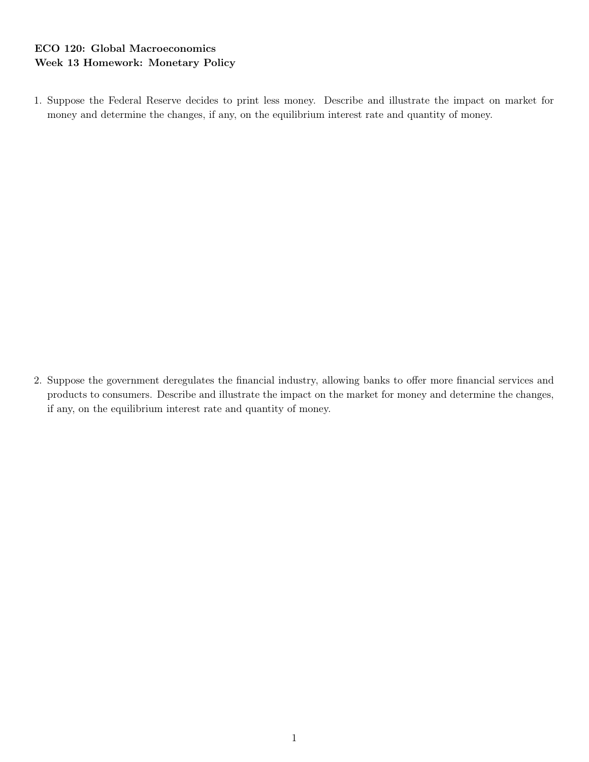**ECO 120: Global Macroeconomics**
**Week 13 Homework: Monetary Policy**

1. Suppose the Federal Reserve decides to print less money. Describe and illustrate the impact on market for money and determine the changes, if any, on the equilibrium interest rate and quantity of money.

2. Suppose the government deregulates the financial industry, allowing banks to offer more financial services and products to consumers. Describe and illustrate the impact on the market for money and determine the changes, if any, on the equilibrium interest rate and quantity of money.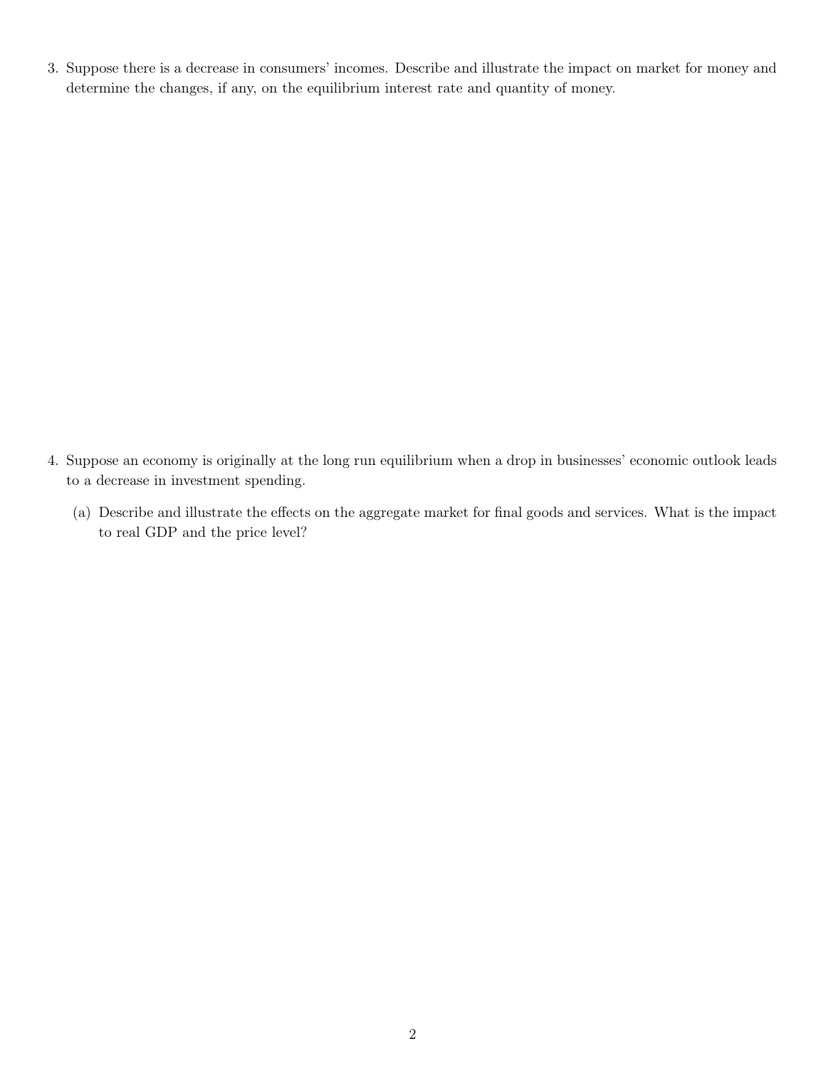3. Suppose there is a decrease in consumers' incomes. Describe and illustrate the impact on market for money and determine the changes, if any, on the equilibrium interest rate and quantity of money.

4. Suppose an economy is originally at the long run equilibrium when a drop in businesses' economic outlook leads to a decrease in investment spending.

   (a) Describe and illustrate the effects on the aggregate market for final goods and services. What is the impact to real GDP and the price level?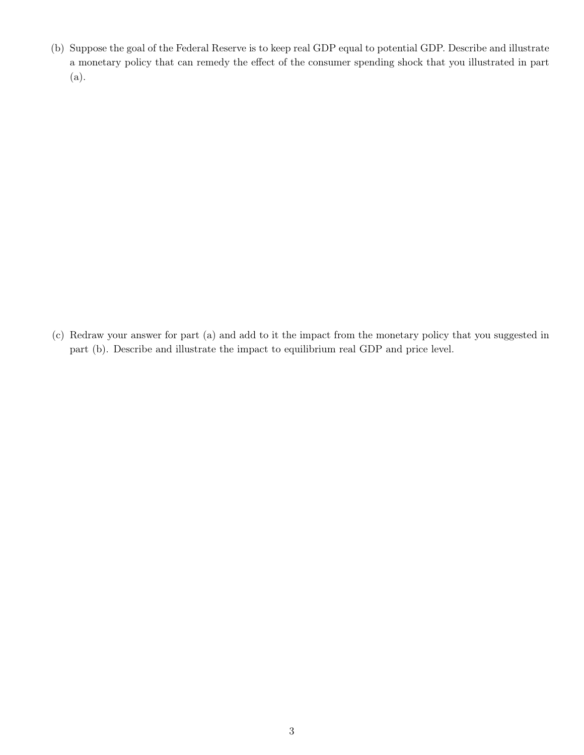(b) Suppose the goal of the Federal Reserve is to keep real GDP equal to potential GDP. Describe and illustrate a monetary policy that can remedy the effect of the consumer spending shock that you illustrated in part (a).

(c) Redraw your answer for part (a) and add to it the impact from the monetary policy that you suggested in part (b). Describe and illustrate the impact to equilibrium real GDP and price level.